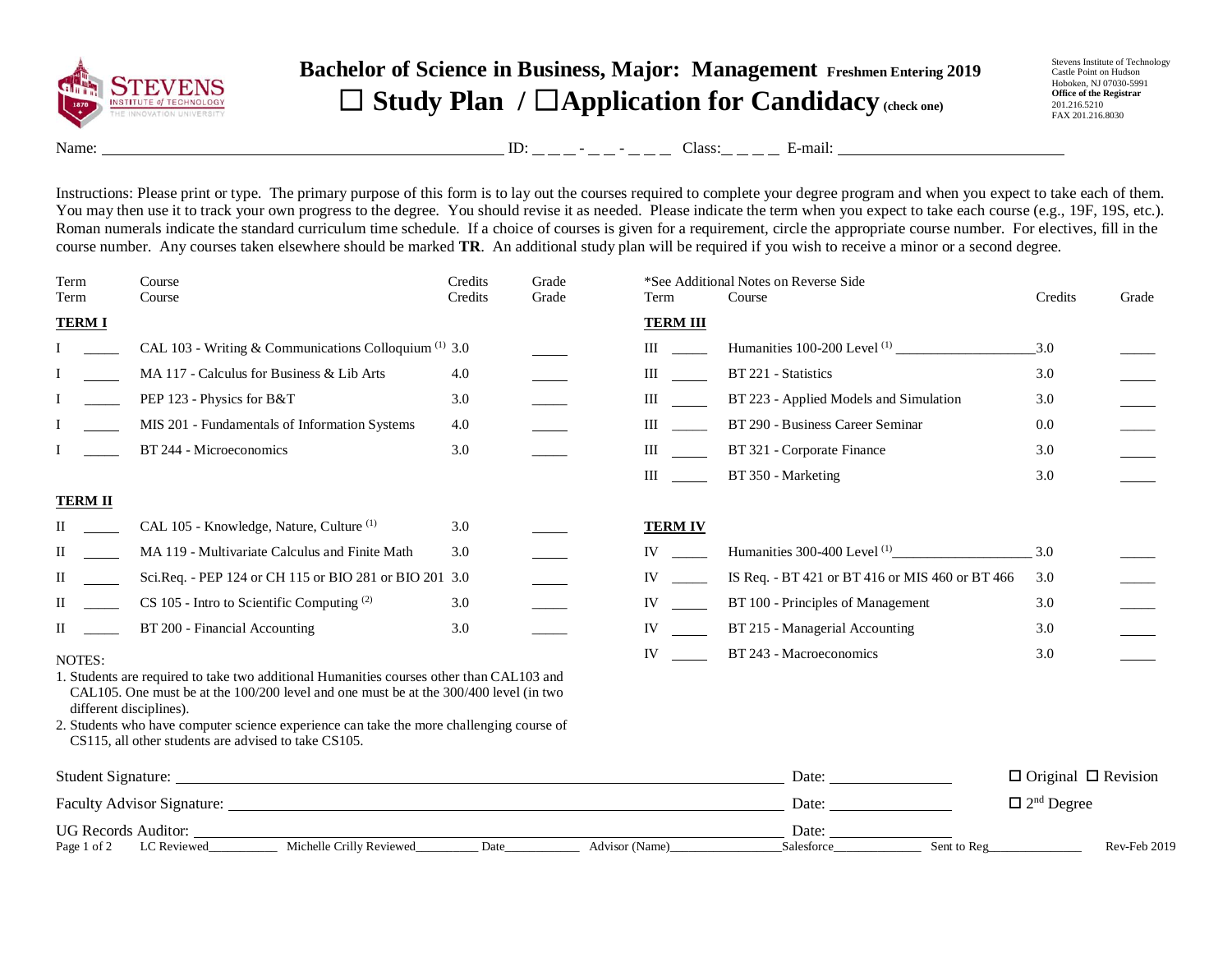# Bachelor of Science in Business, Major: Management Freshmen Entering 2019

## ☐ Study Plan / ☐ Application for Candidacy (check one)

Stevens Institute of Technology
Castle Point on Hudson
Hoboken, NJ 07030-5991
**Office of the Registrar**
201.216.5210
FAX 201.216.8030

Name: ______________________ ID: _ _ _ - _ _ - _ _ _ Class: _ _ _ _ E-mail: ______________________

Instructions: Please print or type. The primary purpose of this form is to lay out the courses required to complete your degree program and when you expect to take each of them. You may then use it to track your own progress to the degree. You should revise it as needed. Please indicate the term when you expect to take each course (e.g., 19F, 19S, etc.). Roman numerals indicate the standard curriculum time schedule. If a choice of courses is given for a requirement, circle the appropriate course number. For electives, fill in the course number. Any courses taken elsewhere should be marked **TR**. An additional study plan will be required if you wish to receive a minor or a second degree.

*See Additional Notes on Reverse Side

### TERM I

| Term | | Course | Credits | Grade |
|---|---|---|---|---|
| I | _____ | CAL 103 - Writing & Communications Colloquium [1] | 3.0 | _____ |
| I | _____ | MA 117 - Calculus for Business & Lib Arts | 4.0 | _____ |
| I | _____ | PEP 123 - Physics for B&T | 3.0 | _____ |
| I | _____ | MIS 201 - Fundamentals of Information Systems | 4.0 | _____ |
| I | _____ | BT 244 - Microeconomics | 3.0 | _____ |

### TERM II

| Term | | Course | Credits | Grade |
|---|---|---|---|---|
| II | _____ | CAL 105 - Knowledge, Nature, Culture [1] | 3.0 | _____ |
| II | _____ | MA 119 - Multivariate Calculus and Finite Math | 3.0 | _____ |
| II | _____ | Sci.Req. - PEP 124 or CH 115 or BIO 281 or BIO 201 | 3.0 | _____ |
| II | _____ | CS 105 - Intro to Scientific Computing [2] | 3.0 | _____ |
| II | _____ | BT 200 - Financial Accounting | 3.0 | _____ |

### TERM III

| Term | | Course | Credits | Grade |
|---|---|---|---|---|
| III | _____ | Humanities 100-200 Level [1] ______________ | 3.0 | _____ |
| III | _____ | BT 221 - Statistics | 3.0 | _____ |
| III | _____ | BT 223 - Applied Models and Simulation | 3.0 | _____ |
| III | _____ | BT 290 - Business Career Seminar | 0.0 | _____ |
| III | _____ | BT 321 - Corporate Finance | 3.0 | _____ |
| III | _____ | BT 350 - Marketing | 3.0 | _____ |

### TERM IV

| Term | | Course | Credits | Grade |
|---|---|---|---|---|
| IV | _____ | Humanities 300-400 Level [1] ______________ | 3.0 | _____ |
| IV | _____ | IS Req. - BT 421 or BT 416 or MIS 460 or BT 466 | 3.0 | _____ |
| IV | _____ | BT 100 - Principles of Management | 3.0 | _____ |
| IV | _____ | BT 215 - Managerial Accounting | 3.0 | _____ |
| IV | _____ | BT 243 - Macroeconomics | 3.0 | _____ |

NOTES:

1. Students are required to take two additional Humanities courses other than CAL103 and CAL105. One must be at the 100/200 level and one must be at the 300/400 level (in two different disciplines).
2. Students who have computer science experience can take the more challenging course of CS115, all other students are advised to take CS105.

Student Signature: ______________________ Date: __________ ☐ Original ☐ Revision

Faculty Advisor Signature: ______________________ Date: __________ ☐ 2nd Degree

UG Records Auditor: ______________________ Date: __________

LC Reviewed__________ Michelle Crilly Reviewed__________ Date__________ Advisor (Name)__________ Salesforce__________ Sent to Reg__________ Rev-Feb 2019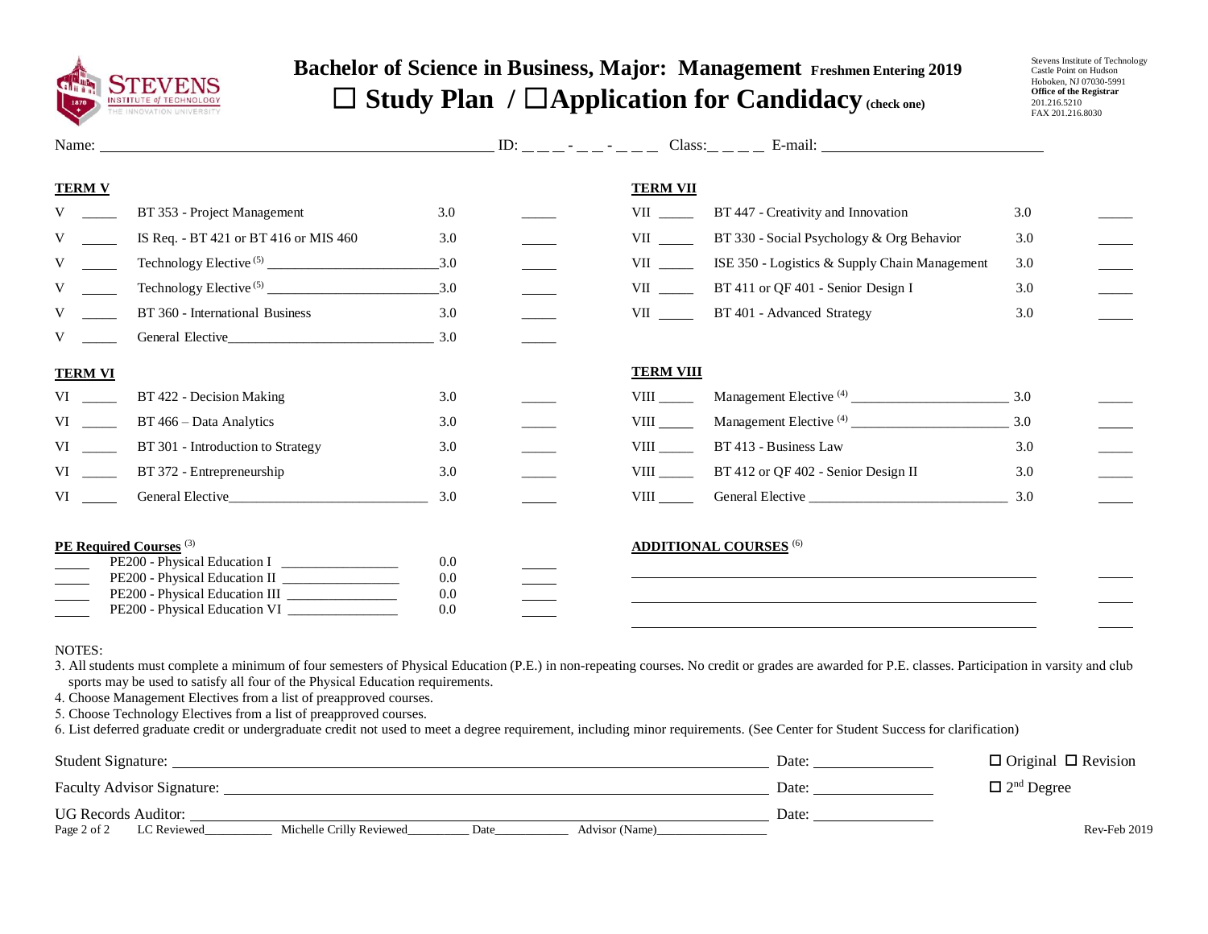# Bachelor of Science in Business, Major: Management Freshmen Entering 2019

## ☐ Study Plan / ☐ Application for Candidacy (check one)

Stevens Institute of Technology
Castle Point on Hudson
Hoboken, NJ 07030-5991
**Office of the Registrar**
201.216.5210
FAX 201.216.8030

Name: ______________________ ID: _ _ _ - _ _ - _ _ _ Class: _ _ _ _ E-mail: ______________________

### TERM V

| | | | |
|---|---|---|---|
| V ____ | BT 353 - Project Management | 3.0 | ____ |
| V ____ | IS Req. - BT 421 or BT 416 or MIS 460 | 3.0 | ____ |
| V ____ | Technology Elective [5] ____________ | 3.0 | ____ |
| V ____ | Technology Elective [5] ____________ | 3.0 | ____ |
| V ____ | BT 360 - International Business | 3.0 | ____ |
| V ____ | General Elective____________ | 3.0 | ____ |

### TERM VI

| | | | |
|---|---|---|---|
| VI ____ | BT 422 - Decision Making | 3.0 | ____ |
| VI ____ | BT 466 – Data Analytics | 3.0 | ____ |
| VI ____ | BT 301 - Introduction to Strategy | 3.0 | ____ |
| VI ____ | BT 372 - Entrepreneurship | 3.0 | ____ |
| VI ____ | General Elective____________ | 3.0 | ____ |

### TERM VII

| | | | |
|---|---|---|---|
| VII ____ | BT 447 - Creativity and Innovation | 3.0 | ____ |
| VII ____ | BT 330 - Social Psychology & Org Behavior | 3.0 | ____ |
| VII ____ | ISE 350 - Logistics & Supply Chain Management | 3.0 | ____ |
| VII ____ | BT 411 or QF 401 - Senior Design I | 3.0 | ____ |
| VII ____ | BT 401 - Advanced Strategy | 3.0 | ____ |

### TERM VIII

| | | | |
|---|---|---|---|
| VIII ____ | Management Elective [4] ____________ | 3.0 | ____ |
| VIII ____ | Management Elective [4] ____________ | 3.0 | ____ |
| VIII ____ | BT 413 - Business Law | 3.0 | ____ |
| VIII ____ | BT 412 or QF 402 - Senior Design II | 3.0 | ____ |
| VIII ____ | General Elective ____________ | 3.0 | ____ |

### PE Required Courses [3]

| | | | |
|---|---|---|---|
| ____ | PE200 - Physical Education I ____________ | 0.0 | ____ |
| ____ | PE200 - Physical Education II ____________ | 0.0 | ____ |
| ____ | PE200 - Physical Education III ____________ | 0.0 | ____ |
| ____ | PE200 - Physical Education VI ____________ | 0.0 | ____ |

### ADDITIONAL COURSES [6]

______________________________________ ____

______________________________________ ____

______________________________________ ____

NOTES:

3. All students must complete a minimum of four semesters of Physical Education (P.E.) in non-repeating courses. No credit or grades are awarded for P.E. classes. Participation in varsity and club sports may be used to satisfy all four of the Physical Education requirements.
4. Choose Management Electives from a list of preapproved courses.
5. Choose Technology Electives from a list of preapproved courses.
6. List deferred graduate credit or undergraduate credit not used to meet a degree requirement, including minor requirements. (See Center for Student Success for clarification)

Student Signature: ______________________ Date: ____________ ☐ Original ☐ Revision

Faculty Advisor Signature: ______________________ Date: ____________ ☐ 2nd Degree

UG Records Auditor: ______________________ Date: ____________

LC Reviewed________ Michelle Crilly Reviewed________ Date________ Advisor (Name)____________

Rev-Feb 2019